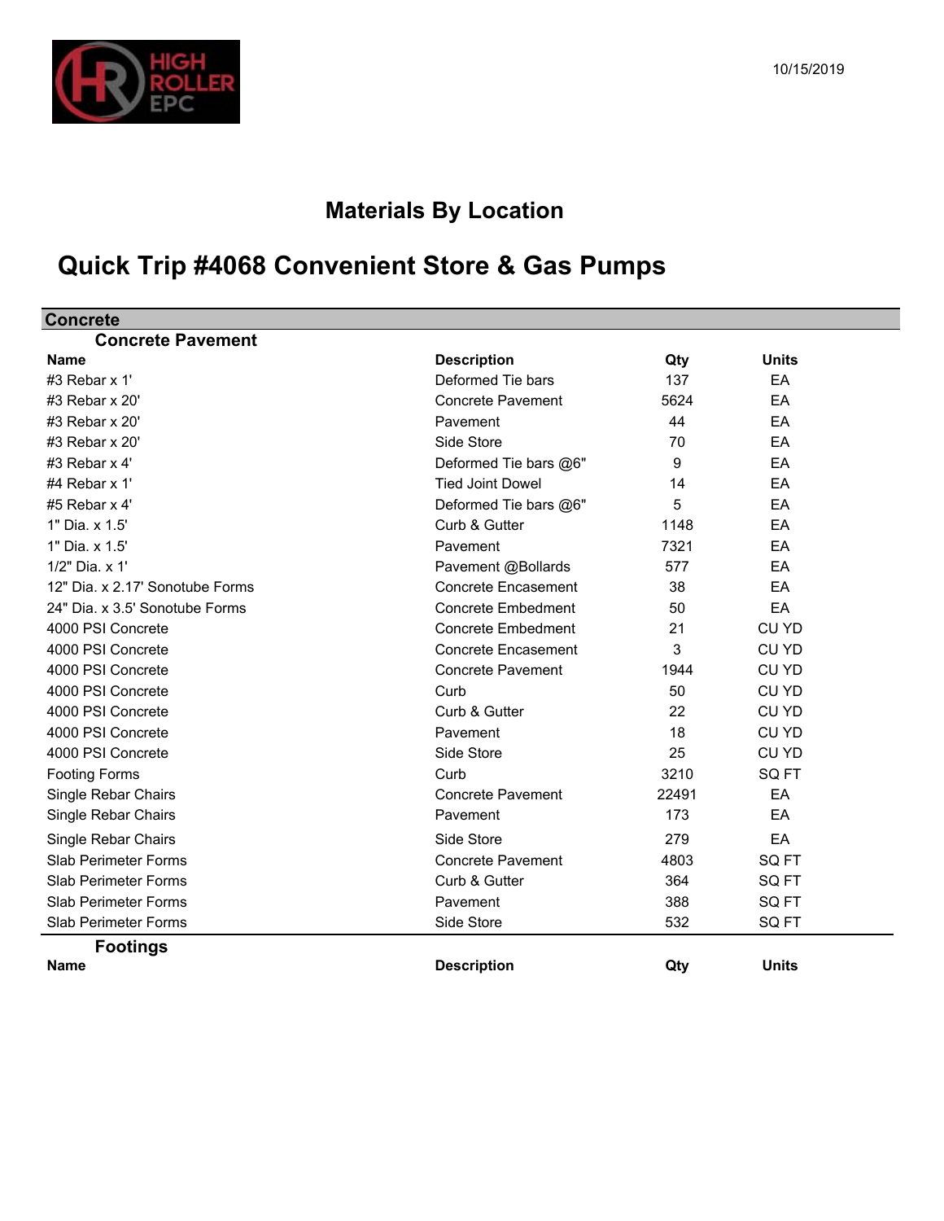10/15/2019

# Materials By Location

# Quick Trip #4068 Convenient Store & Gas Pumps

## Concrete

### Concrete Pavement

| Name | Description | Qty | Units |
|---|---|---|---|
| #3 Rebar x 1' | Deformed Tie bars | 137 | EA |
| #3 Rebar x 20' | Concrete Pavement | 5624 | EA |
| #3 Rebar x 20' | Pavement | 44 | EA |
| #3 Rebar x 20' | Side Store | 70 | EA |
| #3 Rebar x 4' | Deformed Tie bars @6" | 9 | EA |
| #4 Rebar x 1' | Tied Joint Dowel | 14 | EA |
| #5 Rebar x 4' | Deformed Tie bars @6" | 5 | EA |
| 1" Dia. x 1.5' | Curb & Gutter | 1148 | EA |
| 1" Dia. x 1.5' | Pavement | 7321 | EA |
| 1/2" Dia. x 1' | Pavement @Bollards | 577 | EA |
| 12" Dia. x 2.17' Sonotube Forms | Concrete Encasement | 38 | EA |
| 24" Dia. x 3.5' Sonotube Forms | Concrete Embedment | 50 | EA |
| 4000 PSI Concrete | Concrete Embedment | 21 | CU YD |
| 4000 PSI Concrete | Concrete Encasement | 3 | CU YD |
| 4000 PSI Concrete | Concrete Pavement | 1944 | CU YD |
| 4000 PSI Concrete | Curb | 50 | CU YD |
| 4000 PSI Concrete | Curb & Gutter | 22 | CU YD |
| 4000 PSI Concrete | Pavement | 18 | CU YD |
| 4000 PSI Concrete | Side Store | 25 | CU YD |
| Footing Forms | Curb | 3210 | SQ FT |
| Single Rebar Chairs | Concrete Pavement | 22491 | EA |
| Single Rebar Chairs | Pavement | 173 | EA |
| Single Rebar Chairs | Side Store | 279 | EA |
| Slab Perimeter Forms | Concrete Pavement | 4803 | SQ FT |
| Slab Perimeter Forms | Curb & Gutter | 364 | SQ FT |
| Slab Perimeter Forms | Pavement | 388 | SQ FT |
| Slab Perimeter Forms | Side Store | 532 | SQ FT |

### Footings

| Name | Description | Qty | Units |
|---|---|---|---|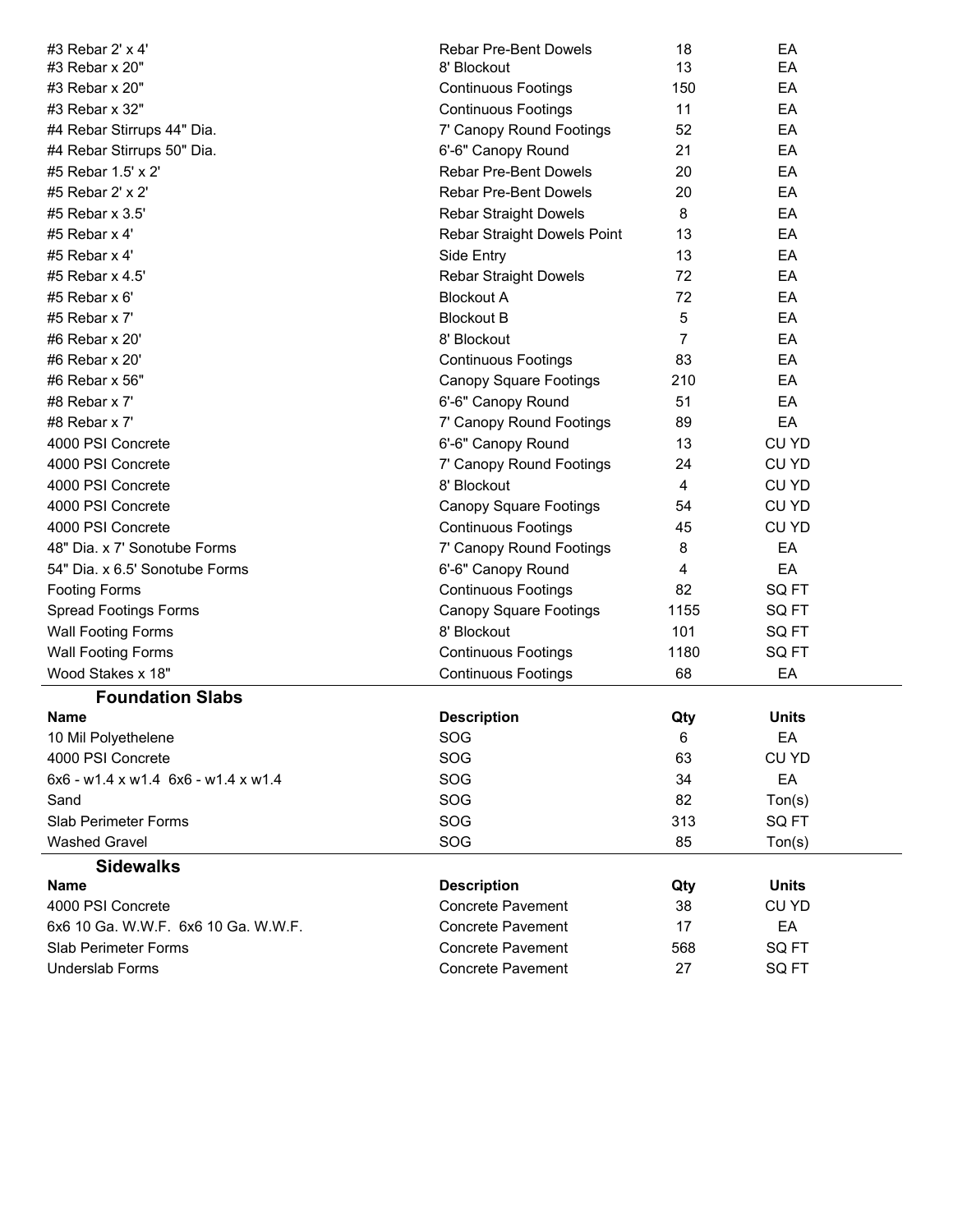| Name | Description | Qty | Units |
|---|---|---|---|
| #3 Rebar 2' x 4' | Rebar Pre-Bent Dowels | 18 | EA |
| #3 Rebar x 20" | 8' Blockout | 13 | EA |
| #3 Rebar x 20" | Continuous Footings | 150 | EA |
| #3 Rebar x 32" | Continuous Footings | 11 | EA |
| #4 Rebar Stirrups 44" Dia. | 7' Canopy Round Footings | 52 | EA |
| #4 Rebar Stirrups 50" Dia. | 6'-6" Canopy Round | 21 | EA |
| #5 Rebar 1.5' x 2' | Rebar Pre-Bent Dowels | 20 | EA |
| #5 Rebar 2' x 2' | Rebar Pre-Bent Dowels | 20 | EA |
| #5 Rebar x 3.5' | Rebar Straight Dowels | 8 | EA |
| #5 Rebar x 4' | Rebar Straight Dowels Point | 13 | EA |
| #5 Rebar x 4' | Side Entry | 13 | EA |
| #5 Rebar x 4.5' | Rebar Straight Dowels | 72 | EA |
| #5 Rebar x 6' | Blockout A | 72 | EA |
| #5 Rebar x 7' | Blockout B | 5 | EA |
| #6 Rebar x 20' | 8' Blockout | 7 | EA |
| #6 Rebar x 20' | Continuous Footings | 83 | EA |
| #6 Rebar x 56" | Canopy Square Footings | 210 | EA |
| #8 Rebar x 7' | 6'-6" Canopy Round | 51 | EA |
| #8 Rebar x 7' | 7' Canopy Round Footings | 89 | EA |
| 4000 PSI Concrete | 6'-6" Canopy Round | 13 | CU YD |
| 4000 PSI Concrete | 7' Canopy Round Footings | 24 | CU YD |
| 4000 PSI Concrete | 8' Blockout | 4 | CU YD |
| 4000 PSI Concrete | Canopy Square Footings | 54 | CU YD |
| 4000 PSI Concrete | Continuous Footings | 45 | CU YD |
| 48" Dia. x 7' Sonotube Forms | 7' Canopy Round Footings | 8 | EA |
| 54" Dia. x 6.5' Sonotube Forms | 6'-6" Canopy Round | 4 | EA |
| Footing Forms | Continuous Footings | 82 | SQ FT |
| Spread Footings Forms | Canopy Square Footings | 1155 | SQ FT |
| Wall Footing Forms | 8' Blockout | 101 | SQ FT |
| Wall Footing Forms | Continuous Footings | 1180 | SQ FT |
| Wood Stakes x 18" | Continuous Footings | 68 | EA |

## Foundation Slabs

| Name | Description | Qty | Units |
|---|---|---|---|
| 10 Mil Polyethelene | SOG | 6 | EA |
| 4000 PSI Concrete | SOG | 63 | CU YD |
| 6x6 - w1.4 x w1.4 6x6 - w1.4 x w1.4 | SOG | 34 | EA |
| Sand | SOG | 82 | Ton(s) |
| Slab Perimeter Forms | SOG | 313 | SQ FT |
| Washed Gravel | SOG | 85 | Ton(s) |

## Sidewalks

| Name | Description | Qty | Units |
|---|---|---|---|
| 4000 PSI Concrete | Concrete Pavement | 38 | CU YD |
| 6x6 10 Ga. W.W.F. 6x6 10 Ga. W.W.F. | Concrete Pavement | 17 | EA |
| Slab Perimeter Forms | Concrete Pavement | 568 | SQ FT |
| Underslab Forms | Concrete Pavement | 27 | SQ FT |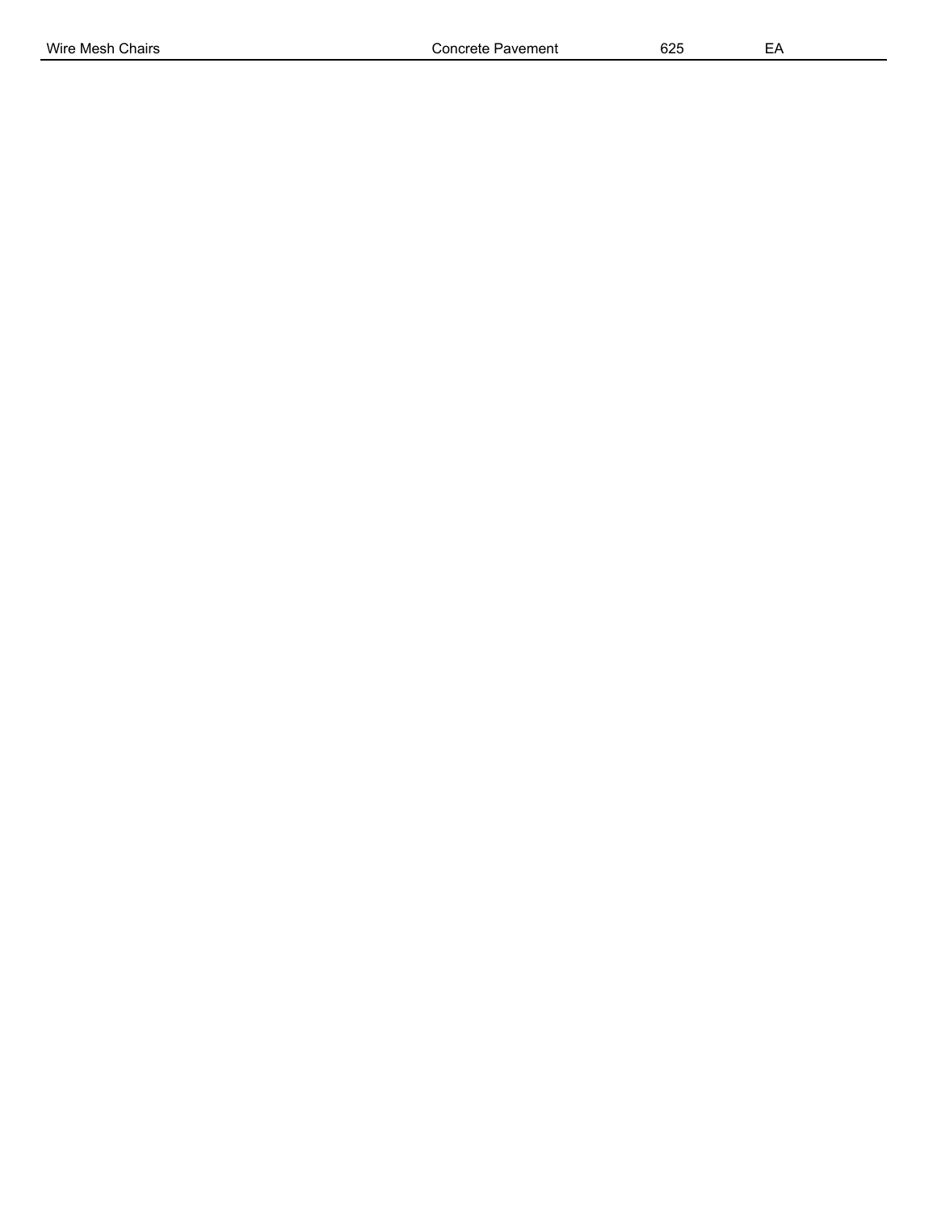| | | | |
|---|---|---|---|
| Wire Mesh Chairs | Concrete Pavement | 625 | EA |